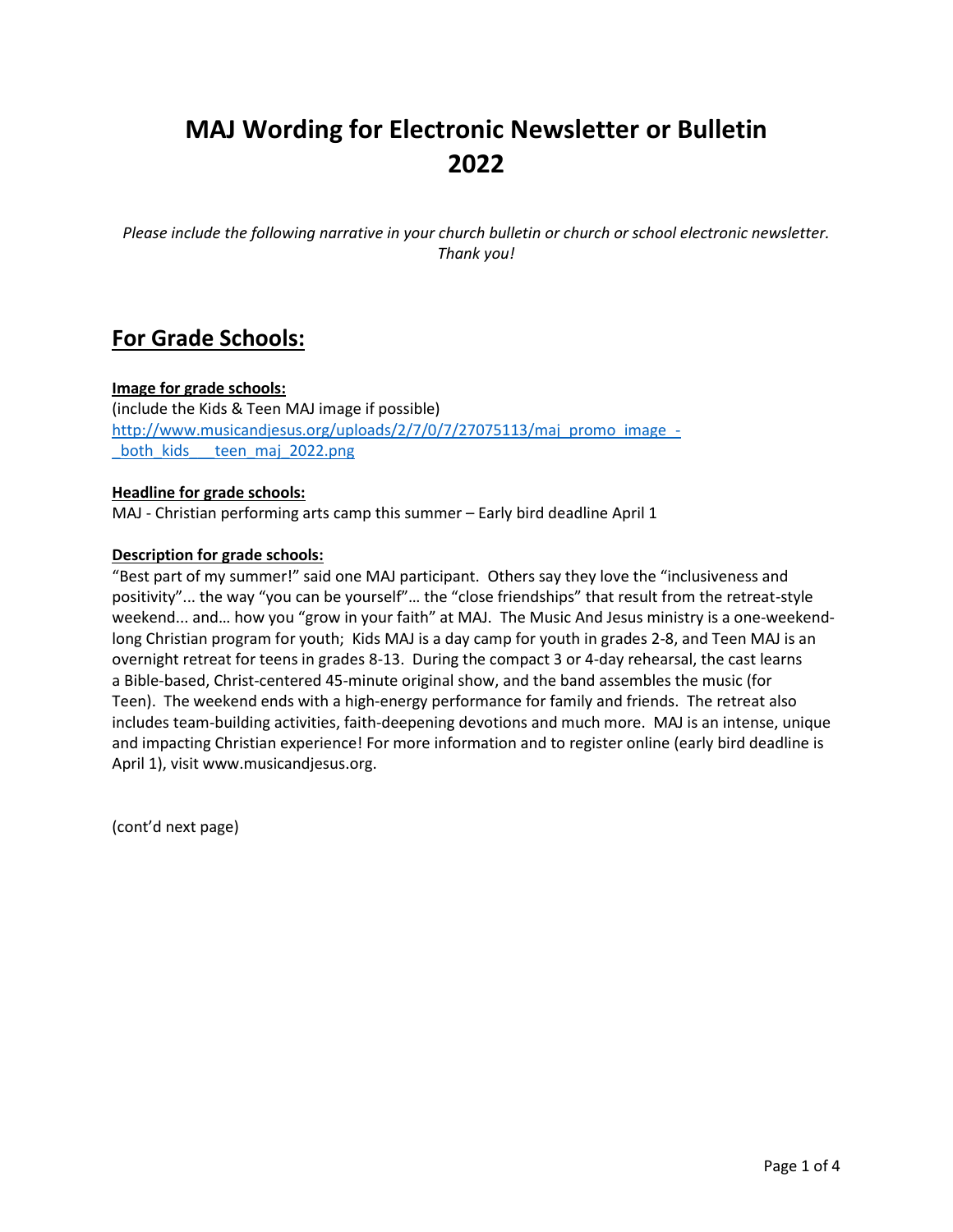# MAJ Wording for Electronic Newsletter or Bulletin 2022

*Please include the following narrative in your church bulletin or church or school electronic newsletter. Thank you!*

## For Grade Schools:

**Image for grade schools:**

(include the Kids & Teen MAJ image if possible)
http://www.musicandjesus.org/uploads/2/7/0/7/27075113/maj_promo_image_-_both_kids___teen_maj_2022.png

**Headline for grade schools:**

MAJ - Christian performing arts camp this summer – Early bird deadline April 1

**Description for grade schools:**

"Best part of my summer!" said one MAJ participant. Others say they love the "inclusiveness and positivity"... the way "you can be yourself"… the "close friendships" that result from the retreat-style weekend... and… how you "grow in your faith" at MAJ. The Music And Jesus ministry is a one-weekend-long Christian program for youth; Kids MAJ is a day camp for youth in grades 2-8, and Teen MAJ is an overnight retreat for teens in grades 8-13. During the compact 3 or 4-day rehearsal, the cast learns a Bible-based, Christ-centered 45-minute original show, and the band assembles the music (for Teen). The weekend ends with a high-energy performance for family and friends. The retreat also includes team-building activities, faith-deepening devotions and much more. MAJ is an intense, unique and impacting Christian experience! For more information and to register online (early bird deadline is April 1), visit www.musicandjesus.org.

(cont'd next page)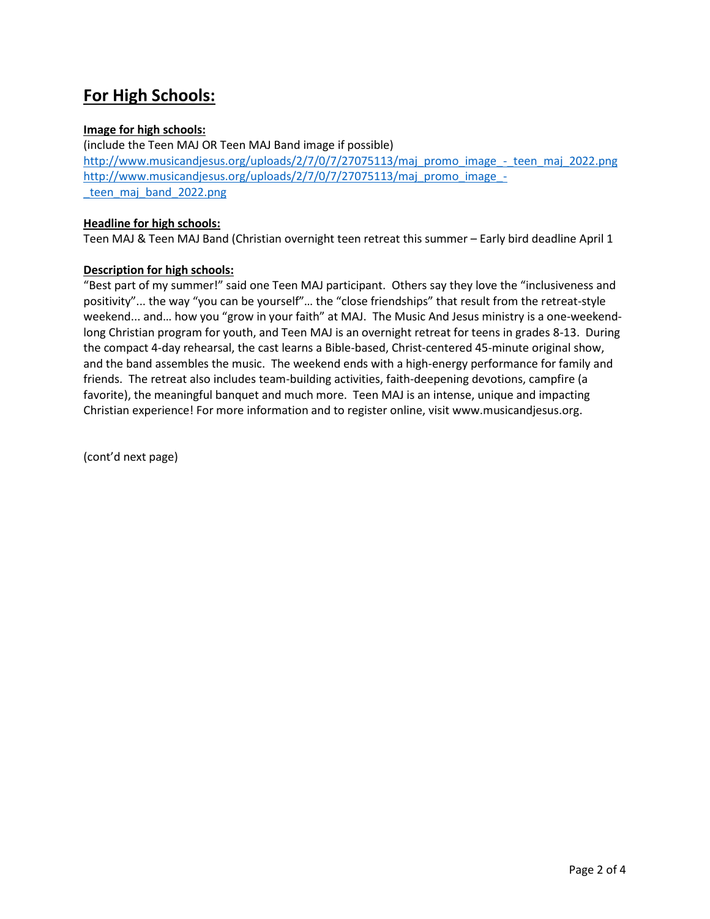# **For High Schools:**

**Image for high schools:**

(include the Teen MAJ OR Teen MAJ Band image if possible)

http://www.musicandjesus.org/uploads/2/7/0/7/27075113/maj_promo_image_-_teen_maj_2022.png

http://www.musicandjesus.org/uploads/2/7/0/7/27075113/maj_promo_image_-_teen_maj_band_2022.png

**Headline for high schools:**

Teen MAJ & Teen MAJ Band (Christian overnight teen retreat this summer – Early bird deadline April 1

**Description for high schools:**

"Best part of my summer!" said one Teen MAJ participant. Others say they love the "inclusiveness and positivity"... the way "you can be yourself"… the "close friendships" that result from the retreat-style weekend... and… how you "grow in your faith" at MAJ. The Music And Jesus ministry is a one-weekend-long Christian program for youth, and Teen MAJ is an overnight retreat for teens in grades 8-13. During the compact 4-day rehearsal, the cast learns a Bible-based, Christ-centered 45-minute original show, and the band assembles the music. The weekend ends with a high-energy performance for family and friends. The retreat also includes team-building activities, faith-deepening devotions, campfire (a favorite), the meaningful banquet and much more. Teen MAJ is an intense, unique and impacting Christian experience! For more information and to register online, visit www.musicandjesus.org.

(cont'd next page)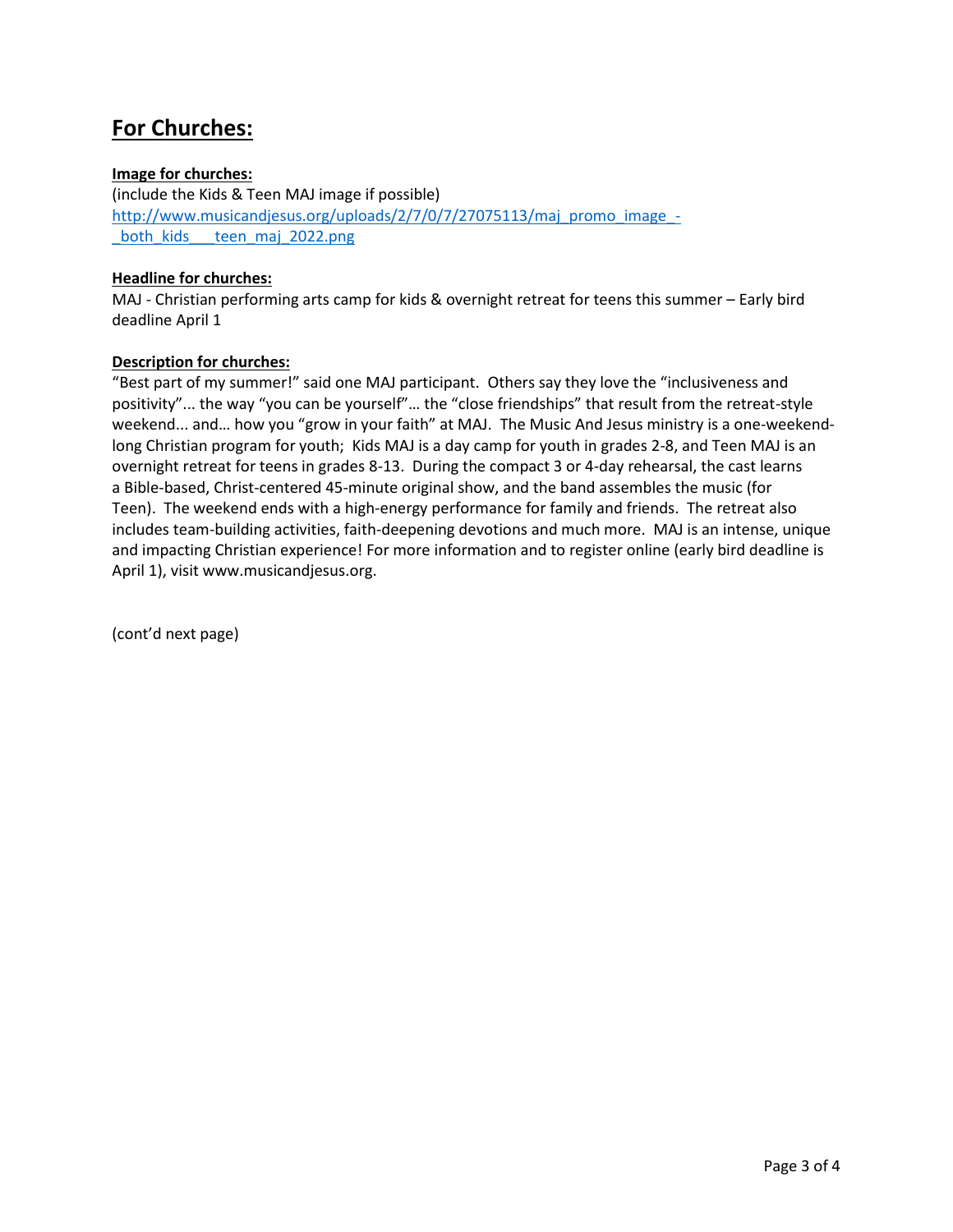## **For Churches:**

**Image for churches:**

(include the Kids & Teen MAJ image if possible)
http://www.musicandjesus.org/uploads/2/7/0/7/27075113/maj_promo_image_-_both_kids___teen_maj_2022.png

**Headline for churches:**

MAJ - Christian performing arts camp for kids & overnight retreat for teens this summer – Early bird deadline April 1

**Description for churches:**

"Best part of my summer!" said one MAJ participant. Others say they love the "inclusiveness and positivity"... the way "you can be yourself"… the "close friendships" that result from the retreat-style weekend... and… how you "grow in your faith" at MAJ. The Music And Jesus ministry is a one-weekend-long Christian program for youth; Kids MAJ is a day camp for youth in grades 2-8, and Teen MAJ is an overnight retreat for teens in grades 8-13. During the compact 3 or 4-day rehearsal, the cast learns a Bible-based, Christ-centered 45-minute original show, and the band assembles the music (for Teen). The weekend ends with a high-energy performance for family and friends. The retreat also includes team-building activities, faith-deepening devotions and much more. MAJ is an intense, unique and impacting Christian experience! For more information and to register online (early bird deadline is April 1), visit www.musicandjesus.org.

(cont'd next page)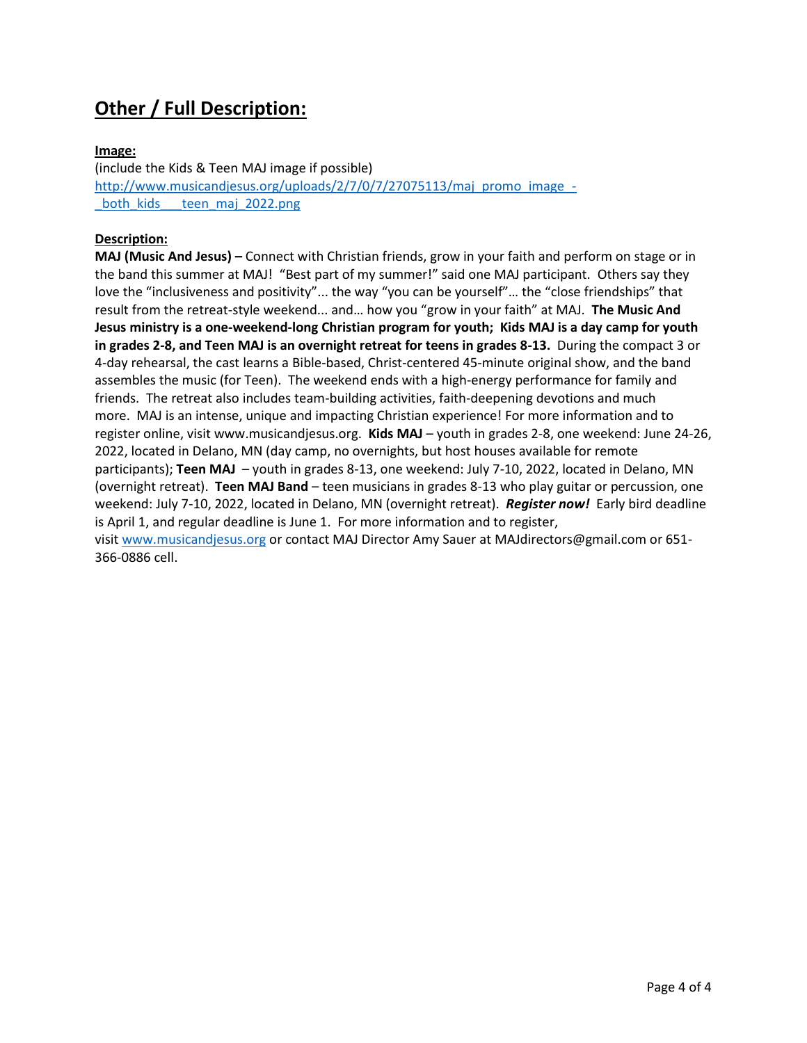## Other / Full Description:

**Image:**

(include the Kids & Teen MAJ image if possible)
http://www.musicandjesus.org/uploads/2/7/0/7/27075113/maj_promo_image_-_both_kids___teen_maj_2022.png

**Description:**

**MAJ (Music And Jesus) –** Connect with Christian friends, grow in your faith and perform on stage or in the band this summer at MAJ! "Best part of my summer!" said one MAJ participant. Others say they love the "inclusiveness and positivity"... the way "you can be yourself"… the "close friendships" that result from the retreat-style weekend... and… how you "grow in your faith" at MAJ. **The Music And Jesus ministry is a one-weekend-long Christian program for youth; Kids MAJ is a day camp for youth in grades 2-8, and Teen MAJ is an overnight retreat for teens in grades 8-13.** During the compact 3 or 4-day rehearsal, the cast learns a Bible-based, Christ-centered 45-minute original show, and the band assembles the music (for Teen). The weekend ends with a high-energy performance for family and friends. The retreat also includes team-building activities, faith-deepening devotions and much more. MAJ is an intense, unique and impacting Christian experience! For more information and to register online, visit www.musicandjesus.org. **Kids MAJ** – youth in grades 2-8, one weekend: June 24-26, 2022, located in Delano, MN (day camp, no overnights, but host houses available for remote participants); **Teen MAJ** – youth in grades 8-13, one weekend: July 7-10, 2022, located in Delano, MN (overnight retreat). **Teen MAJ Band** – teen musicians in grades 8-13 who play guitar or percussion, one weekend: July 7-10, 2022, located in Delano, MN (overnight retreat). ***Register now!*** Early bird deadline is April 1, and regular deadline is June 1. For more information and to register, visit www.musicandjesus.org or contact MAJ Director Amy Sauer at MAJdirectors@gmail.com or 651-366-0886 cell.